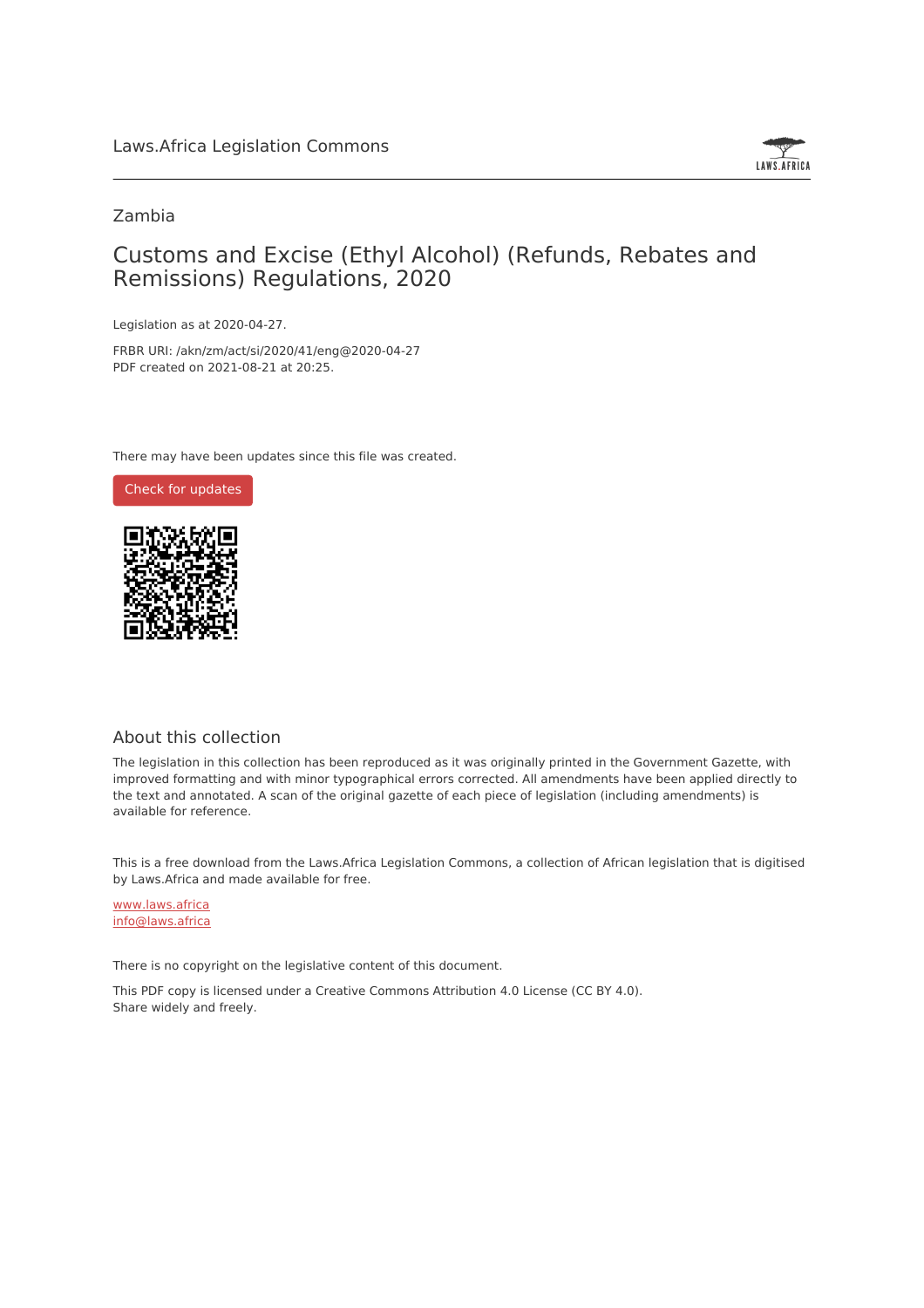Laws.Africa Legislation Commons

Zambia

# Customs and Excise (Ethyl Alcohol) (Refunds, Rebates and Remissions) Regulations, 2020

Legislation as at 2020-04-27.

FRBR URI: /akn/zm/act/si/2020/41/eng@2020-04-27
PDF created on 2021-08-21 at 20:25.

There may have been updates since this file was created.

Check for updates

## About this collection

The legislation in this collection has been reproduced as it was originally printed in the Government Gazette, with improved formatting and with minor typographical errors corrected. All amendments have been applied directly to the text and annotated. A scan of the original gazette of each piece of legislation (including amendments) is available for reference.

This is a free download from the Laws.Africa Legislation Commons, a collection of African legislation that is digitised by Laws.Africa and made available for free.

www.laws.africa
info@laws.africa

There is no copyright on the legislative content of this document.

This PDF copy is licensed under a Creative Commons Attribution 4.0 License (CC BY 4.0). Share widely and freely.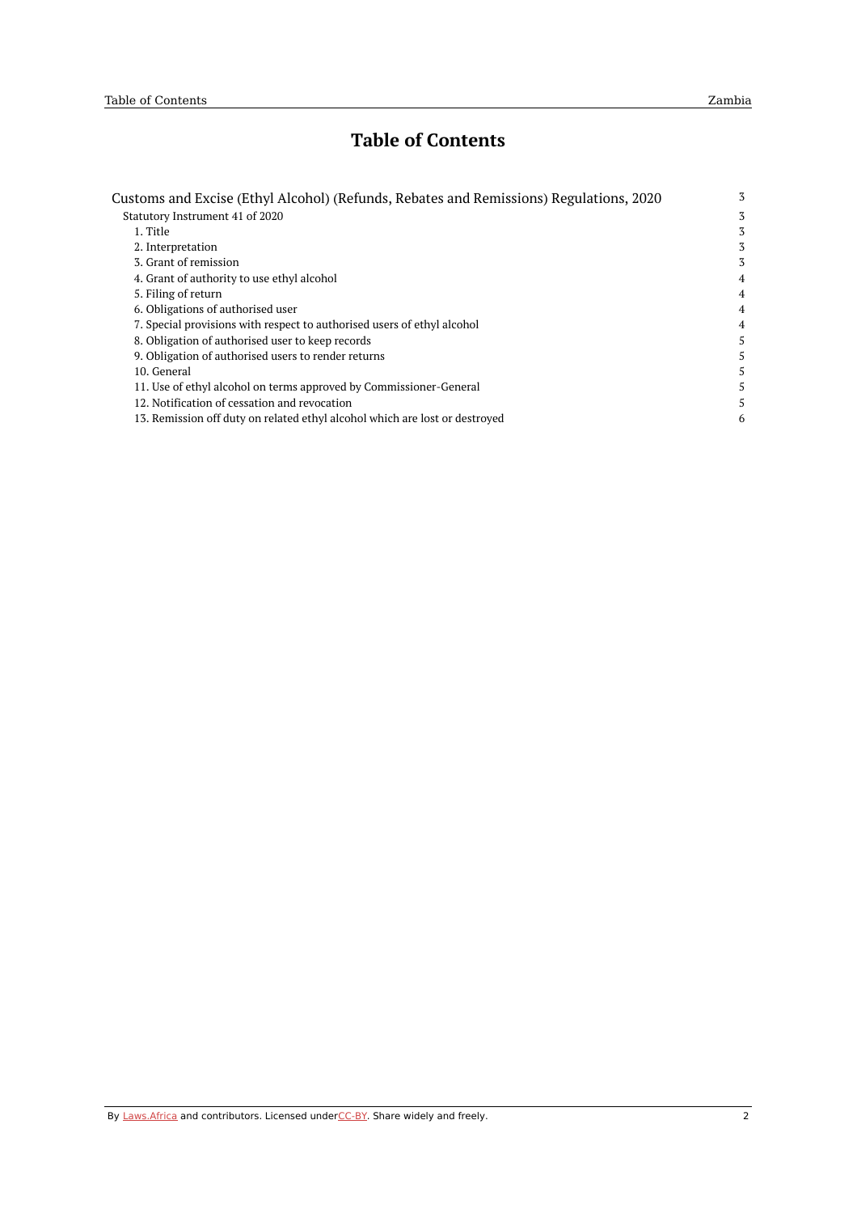# Table of Contents

- Customs and Excise (Ethyl Alcohol) (Refunds, Rebates and Remissions) Regulations, 2020 — 3
  - Statutory Instrument 41 of 2020 — 3
    - 1. Title — 3
    - 2. Interpretation — 3
    - 3. Grant of remission — 3
    - 4. Grant of authority to use ethyl alcohol — 4
    - 5. Filing of return — 4
    - 6. Obligations of authorised user — 4
    - 7. Special provisions with respect to authorised users of ethyl alcohol — 4
    - 8. Obligation of authorised user to keep records — 5
    - 9. Obligation of authorised users to render returns — 5
    - 10. General — 5
    - 11. Use of ethyl alcohol on terms approved by Commissioner-General — 5
    - 12. Notification of cessation and revocation — 5
    - 13. Remission off duty on related ethyl alcohol which are lost or destroyed — 6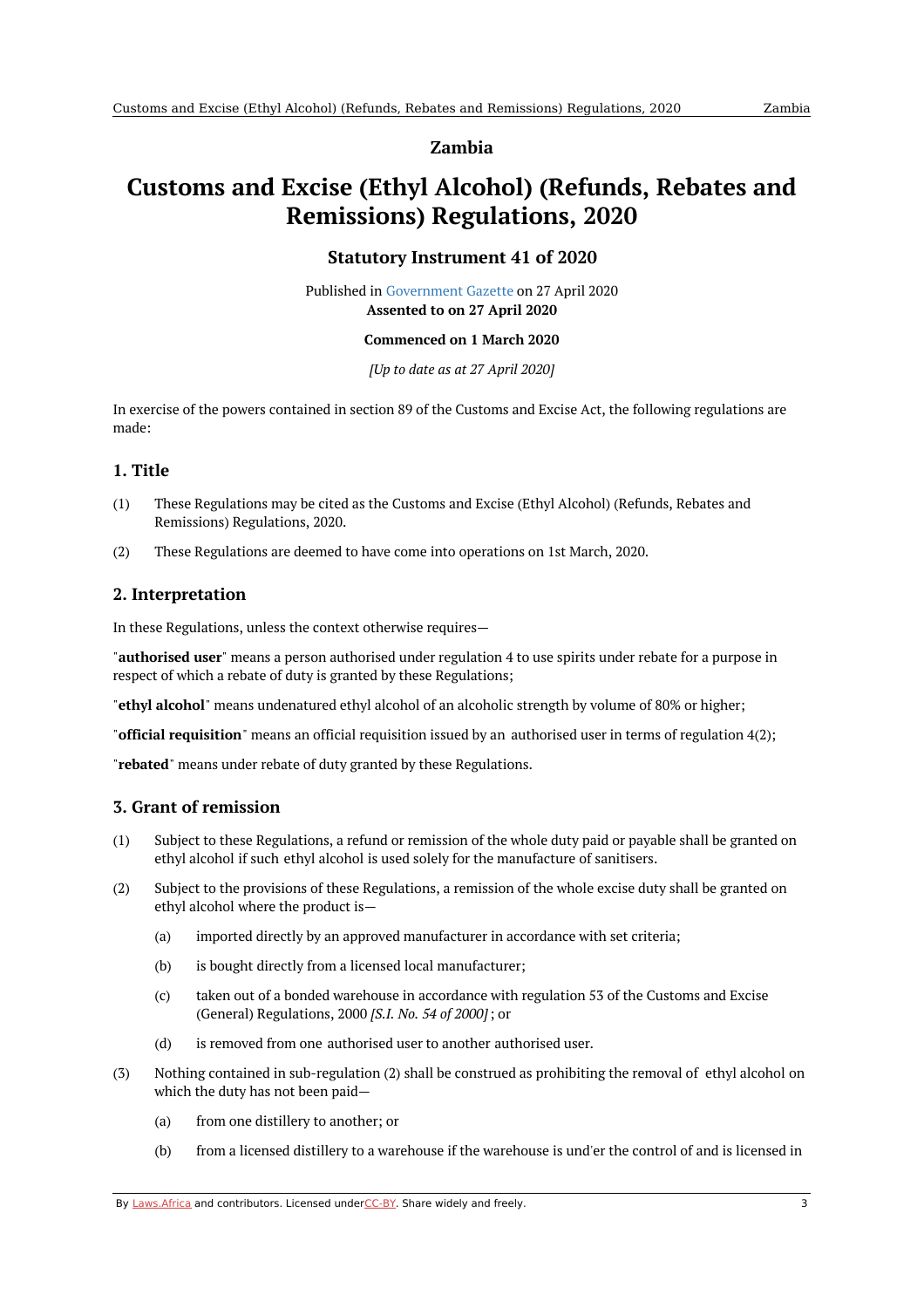# Zambia

# Customs and Excise (Ethyl Alcohol) (Refunds, Rebates and Remissions) Regulations, 2020

## Statutory Instrument 41 of 2020

Published in Government Gazette on 27 April 2020
**Assented to on 27 April 2020**

**Commenced on 1 March 2020**

*[Up to date as at 27 April 2020]*

In exercise of the powers contained in section 89 of the Customs and Excise Act, the following regulations are made:

## 1. Title

(1) These Regulations may be cited as the Customs and Excise (Ethyl Alcohol) (Refunds, Rebates and Remissions) Regulations, 2020.

(2) These Regulations are deemed to have come into operations on 1st March, 2020.

## 2. Interpretation

In these Regulations, unless the context otherwise requires—

"**authorised user**" means a person authorised under regulation 4 to use spirits under rebate for a purpose in respect of which a rebate of duty is granted by these Regulations;

"**ethyl alcohol**" means undenatured ethyl alcohol of an alcoholic strength by volume of 80% or higher;

"**official requisition**" means an official requisition issued by an authorised user in terms of regulation 4(2);

"**rebated**" means under rebate of duty granted by these Regulations.

## 3. Grant of remission

(1) Subject to these Regulations, a refund or remission of the whole duty paid or payable shall be granted on ethyl alcohol if such ethyl alcohol is used solely for the manufacture of sanitisers.

(2) Subject to the provisions of these Regulations, a remission of the whole excise duty shall be granted on ethyl alcohol where the product is—

(a) imported directly by an approved manufacturer in accordance with set criteria;

(b) is bought directly from a licensed local manufacturer;

(c) taken out of a bonded warehouse in accordance with regulation 53 of the Customs and Excise (General) Regulations, 2000 *[S.I. No. 54 of 2000]*; or

(d) is removed from one authorised user to another authorised user.

(3) Nothing contained in sub-regulation (2) shall be construed as prohibiting the removal of ethyl alcohol on which the duty has not been paid—

(a) from one distillery to another; or

(b) from a licensed distillery to a warehouse if the warehouse is und'er the control of and is licensed in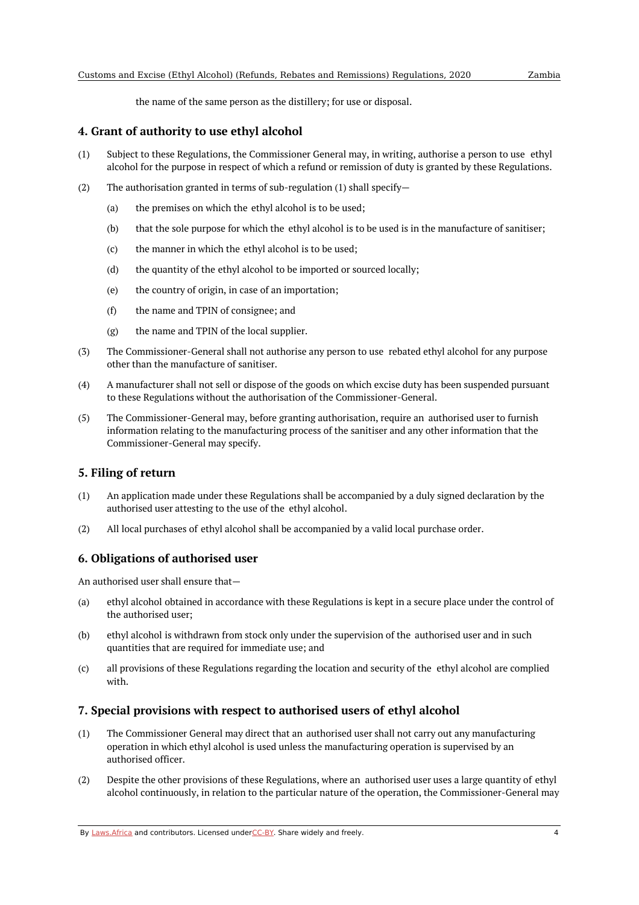the name of the same person as the distillery; for use or disposal.

## 4. Grant of authority to use ethyl alcohol

(1) Subject to these Regulations, the Commissioner General may, in writing, authorise a person to use ethyl alcohol for the purpose in respect of which a refund or remission of duty is granted by these Regulations.

(2) The authorisation granted in terms of sub-regulation (1) shall specify—

(a) the premises on which the ethyl alcohol is to be used;

(b) that the sole purpose for which the ethyl alcohol is to be used is in the manufacture of sanitiser;

(c) the manner in which the ethyl alcohol is to be used;

(d) the quantity of the ethyl alcohol to be imported or sourced locally;

(e) the country of origin, in case of an importation;

(f) the name and TPIN of consignee; and

(g) the name and TPIN of the local supplier.

(3) The Commissioner-General shall not authorise any person to use rebated ethyl alcohol for any purpose other than the manufacture of sanitiser.

(4) A manufacturer shall not sell or dispose of the goods on which excise duty has been suspended pursuant to these Regulations without the authorisation of the Commissioner-General.

(5) The Commissioner-General may, before granting authorisation, require an authorised user to furnish information relating to the manufacturing process of the sanitiser and any other information that the Commissioner-General may specify.

## 5. Filing of return

(1) An application made under these Regulations shall be accompanied by a duly signed declaration by the authorised user attesting to the use of the ethyl alcohol.

(2) All local purchases of ethyl alcohol shall be accompanied by a valid local purchase order.

## 6. Obligations of authorised user

An authorised user shall ensure that—

(a) ethyl alcohol obtained in accordance with these Regulations is kept in a secure place under the control of the authorised user;

(b) ethyl alcohol is withdrawn from stock only under the supervision of the authorised user and in such quantities that are required for immediate use; and

(c) all provisions of these Regulations regarding the location and security of the ethyl alcohol are complied with.

## 7. Special provisions with respect to authorised users of ethyl alcohol

(1) The Commissioner General may direct that an authorised user shall not carry out any manufacturing operation in which ethyl alcohol is used unless the manufacturing operation is supervised by an authorised officer.

(2) Despite the other provisions of these Regulations, where an authorised user uses a large quantity of ethyl alcohol continuously, in relation to the particular nature of the operation, the Commissioner-General may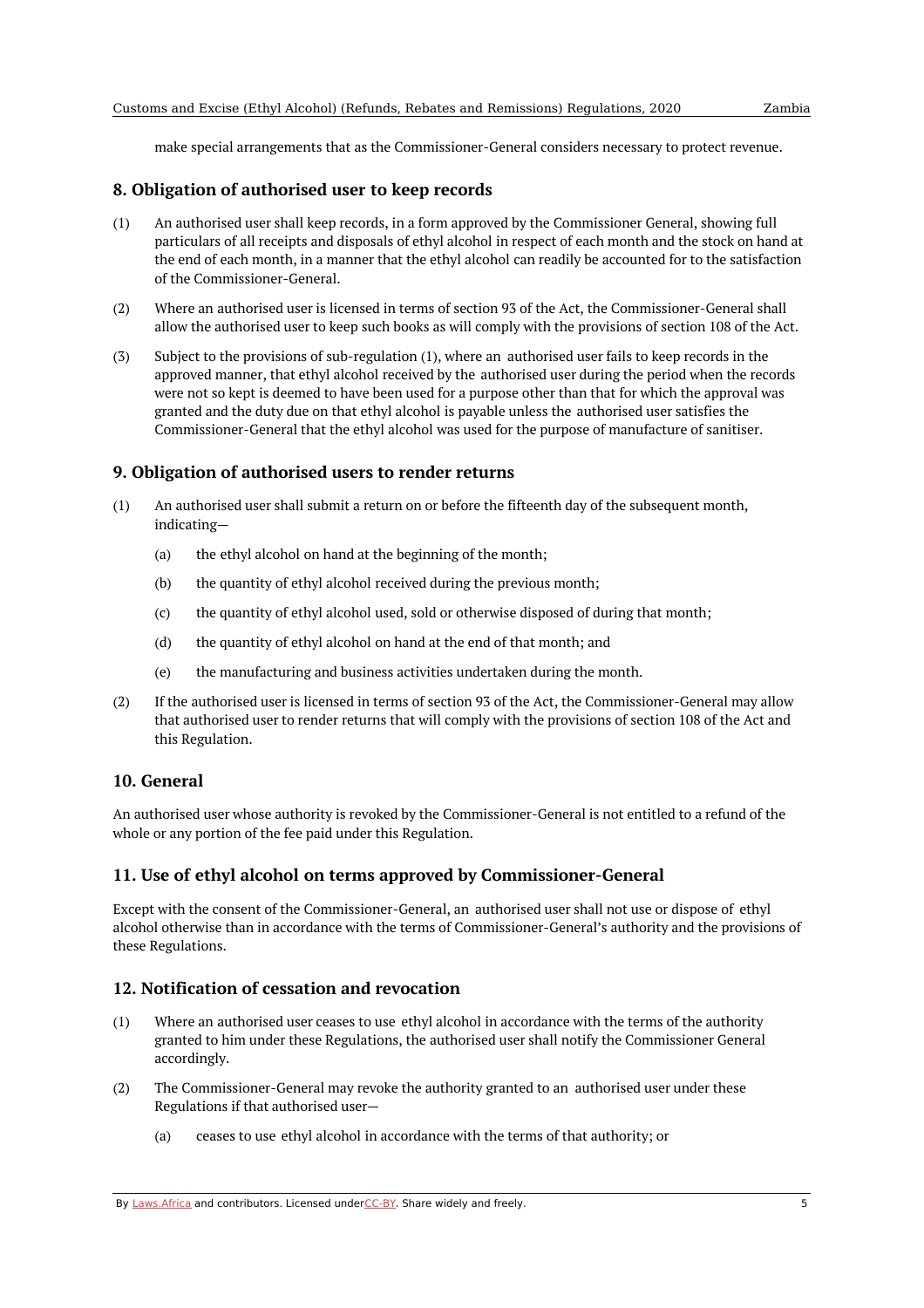make special arrangements that as the Commissioner-General considers necessary to protect revenue.

## 8. Obligation of authorised user to keep records

(1) An authorised user shall keep records, in a form approved by the Commissioner General, showing full particulars of all receipts and disposals of ethyl alcohol in respect of each month and the stock on hand at the end of each month, in a manner that the ethyl alcohol can readily be accounted for to the satisfaction of the Commissioner-General.

(2) Where an authorised user is licensed in terms of section 93 of the Act, the Commissioner-General shall allow the authorised user to keep such books as will comply with the provisions of section 108 of the Act.

(3) Subject to the provisions of sub-regulation (1), where an authorised user fails to keep records in the approved manner, that ethyl alcohol received by the authorised user during the period when the records were not so kept is deemed to have been used for a purpose other than that for which the approval was granted and the duty due on that ethyl alcohol is payable unless the authorised user satisfies the Commissioner-General that the ethyl alcohol was used for the purpose of manufacture of sanitiser.

## 9. Obligation of authorised users to render returns

(1) An authorised user shall submit a return on or before the fifteenth day of the subsequent month, indicating—

(a) the ethyl alcohol on hand at the beginning of the month;

(b) the quantity of ethyl alcohol received during the previous month;

(c) the quantity of ethyl alcohol used, sold or otherwise disposed of during that month;

(d) the quantity of ethyl alcohol on hand at the end of that month; and

(e) the manufacturing and business activities undertaken during the month.

(2) If the authorised user is licensed in terms of section 93 of the Act, the Commissioner-General may allow that authorised user to render returns that will comply with the provisions of section 108 of the Act and this Regulation.

## 10. General

An authorised user whose authority is revoked by the Commissioner-General is not entitled to a refund of the whole or any portion of the fee paid under this Regulation.

## 11. Use of ethyl alcohol on terms approved by Commissioner-General

Except with the consent of the Commissioner-General, an authorised user shall not use or dispose of ethyl alcohol otherwise than in accordance with the terms of Commissioner-General's authority and the provisions of these Regulations.

## 12. Notification of cessation and revocation

(1) Where an authorised user ceases to use ethyl alcohol in accordance with the terms of the authority granted to him under these Regulations, the authorised user shall notify the Commissioner General accordingly.

(2) The Commissioner-General may revoke the authority granted to an authorised user under these Regulations if that authorised user—

(a) ceases to use ethyl alcohol in accordance with the terms of that authority; or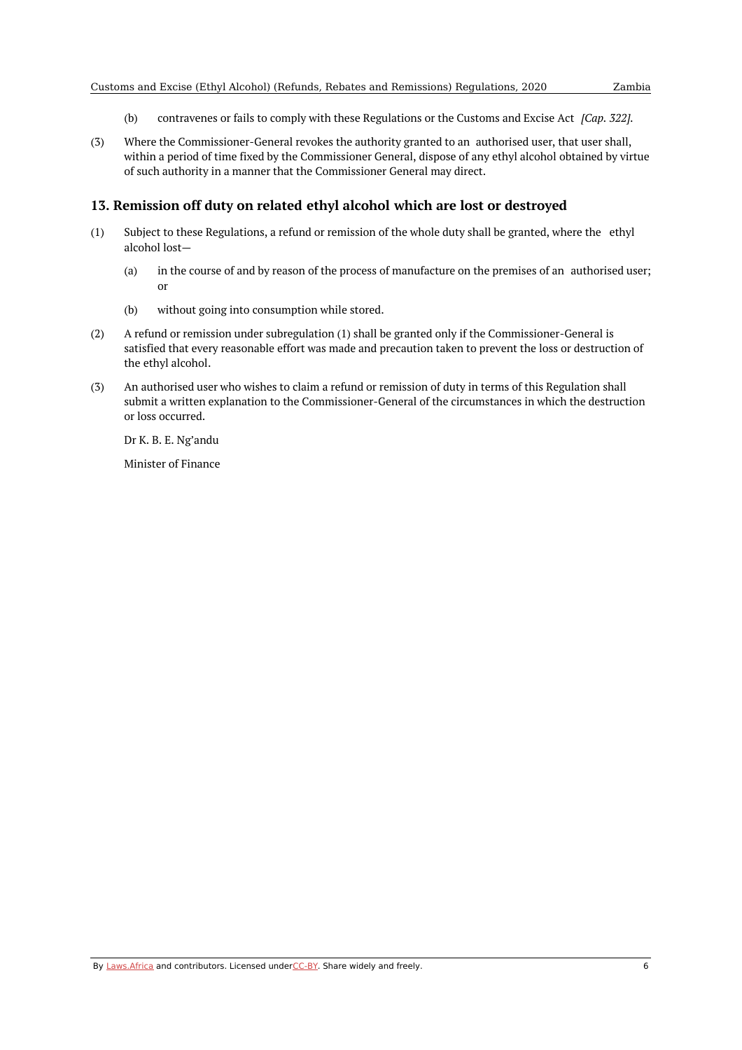(b) contravenes or fails to comply with these Regulations or the Customs and Excise Act *[Cap. 322]*.

(3) Where the Commissioner-General revokes the authority granted to an authorised user, that user shall, within a period of time fixed by the Commissioner General, dispose of any ethyl alcohol obtained by virtue of such authority in a manner that the Commissioner General may direct.

## 13. Remission off duty on related ethyl alcohol which are lost or destroyed

(1) Subject to these Regulations, a refund or remission of the whole duty shall be granted, where the ethyl alcohol lost—

(a) in the course of and by reason of the process of manufacture on the premises of an authorised user; or

(b) without going into consumption while stored.

(2) A refund or remission under subregulation (1) shall be granted only if the Commissioner-General is satisfied that every reasonable effort was made and precaution taken to prevent the loss or destruction of the ethyl alcohol.

(3) An authorised user who wishes to claim a refund or remission of duty in terms of this Regulation shall submit a written explanation to the Commissioner-General of the circumstances in which the destruction or loss occurred.

Dr K. B. E. Ng'andu

Minister of Finance